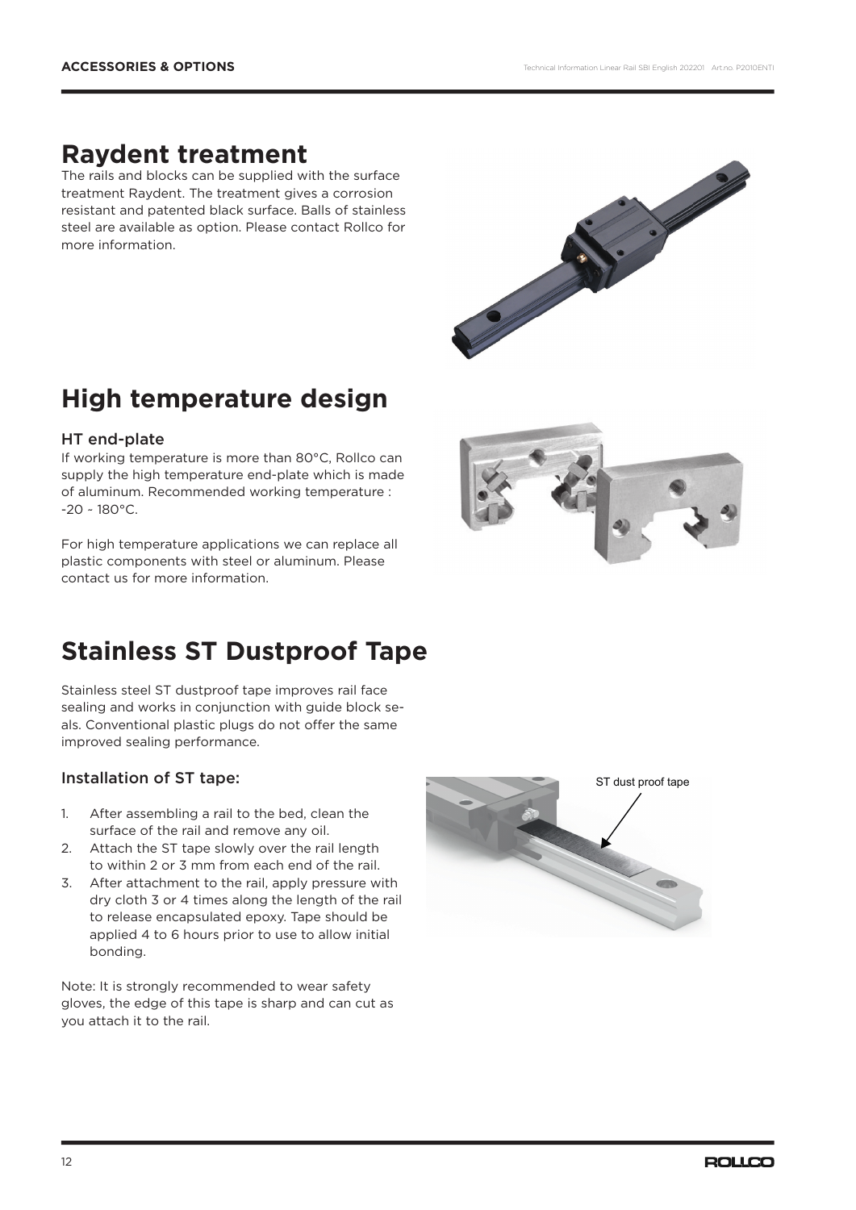# Raydent treatment

The rails and blocks can be supplied with the surface treatment Raydent. The treatment gives a corrosion resistant and patented black surface. Balls of stainless steel are available as option. Please contact Rollco for more information.

# High temperature design

### HT end-plate

If working temperature is more than 80°C, Rollco can supply the high temperature end-plate which is made of aluminum. Recommended working temperature : -20 ~ 180°C.

For high temperature applications we can replace all plastic components with steel or aluminum. Please contact us for more information.

# Stainless ST Dustproof Tape

Stainless steel ST dustproof tape improves rail face sealing and works in conjunction with guide block seals. Conventional plastic plugs do not offer the same improved sealing performance.

### Installation of ST tape:

1. After assembling a rail to the bed, clean the surface of the rail and remove any oil.
2. Attach the ST tape slowly over the rail length to within 2 or 3 mm from each end of the rail.
3. After attachment to the rail, apply pressure with dry cloth 3 or 4 times along the length of the rail to release encapsulated epoxy. Tape should be applied 4 to 6 hours prior to use to allow initial bonding.

ST dust proof tape

Note: It is strongly recommended to wear safety gloves, the edge of this tape is sharp and can cut as you attach it to the rail.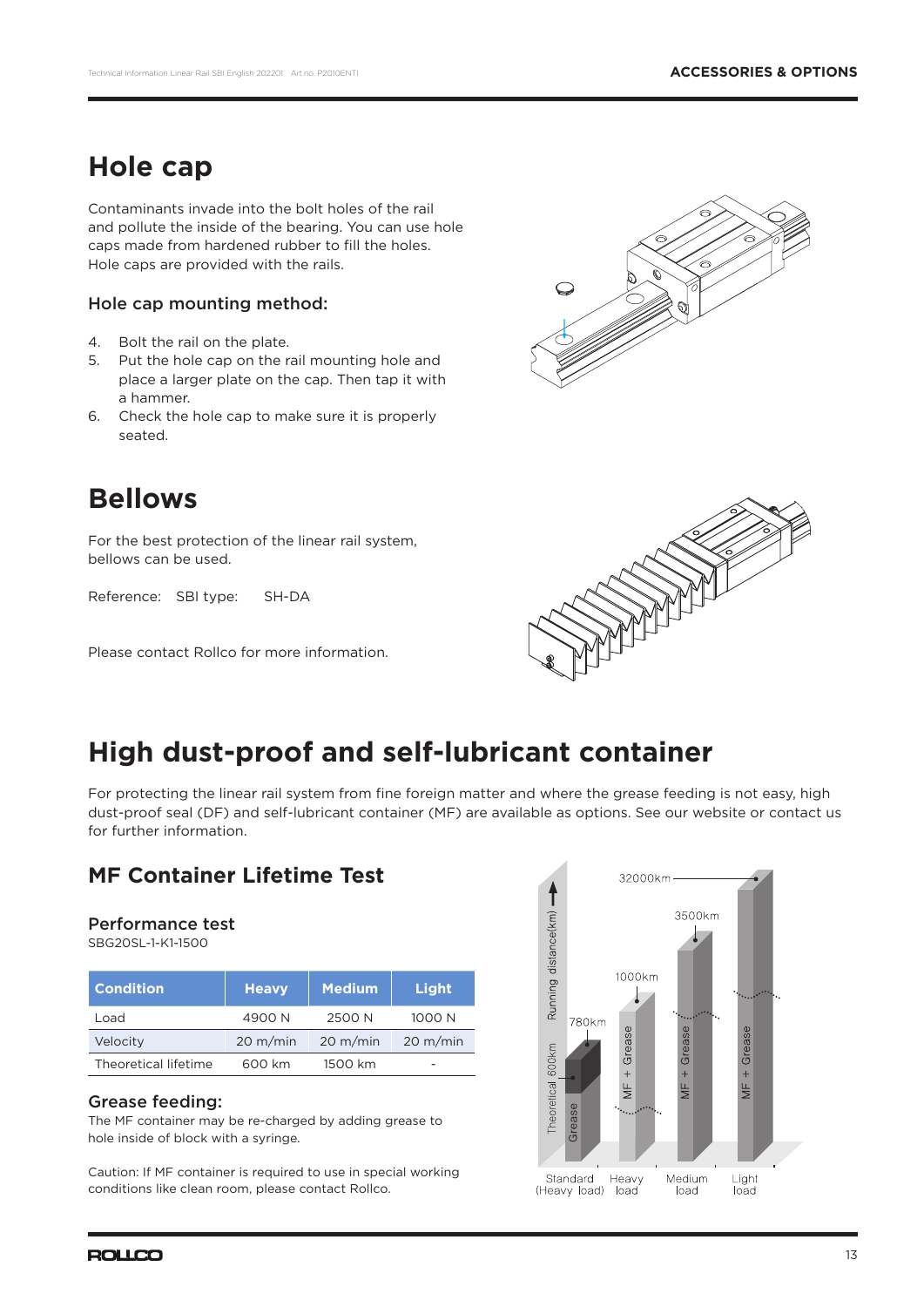# Hole cap

Contaminants invade into the bolt holes of the rail and pollute the inside of the bearing. You can use hole caps made from hardened rubber to fill the holes. Hole caps are provided with the rails.

### Hole cap mounting method:

4. Bolt the rail on the plate.
5. Put the hole cap on the rail mounting hole and place a larger plate on the cap. Then tap it with a hammer.
6. Check the hole cap to make sure it is properly seated.

# Bellows

For the best protection of the linear rail system, bellows can be used.

Reference: SBI type: SH-DA

Please contact Rollco for more information.

# High dust-proof and self-lubricant container

For protecting the linear rail system from fine foreign matter and where the grease feeding is not easy, high dust-proof seal (DF) and self-lubricant container (MF) are available as options. See our website or contact us for further information.

## MF Container Lifetime Test

### Performance test

SBG20SL-1-K1-1500

| Condition | Heavy | Medium | Light |
| --- | --- | --- | --- |
| Load | 4900 N | 2500 N | 1000 N |
| Velocity | 20 m/min | 20 m/min | 20 m/min |
| Theoretical lifetime | 600 km | 1500 km | - |

### Grease feeding:

The MF container may be re-charged by adding grease to hole inside of block with a syringe.

Caution: If MF container is required to use in special working conditions like clean room, please contact Rollco.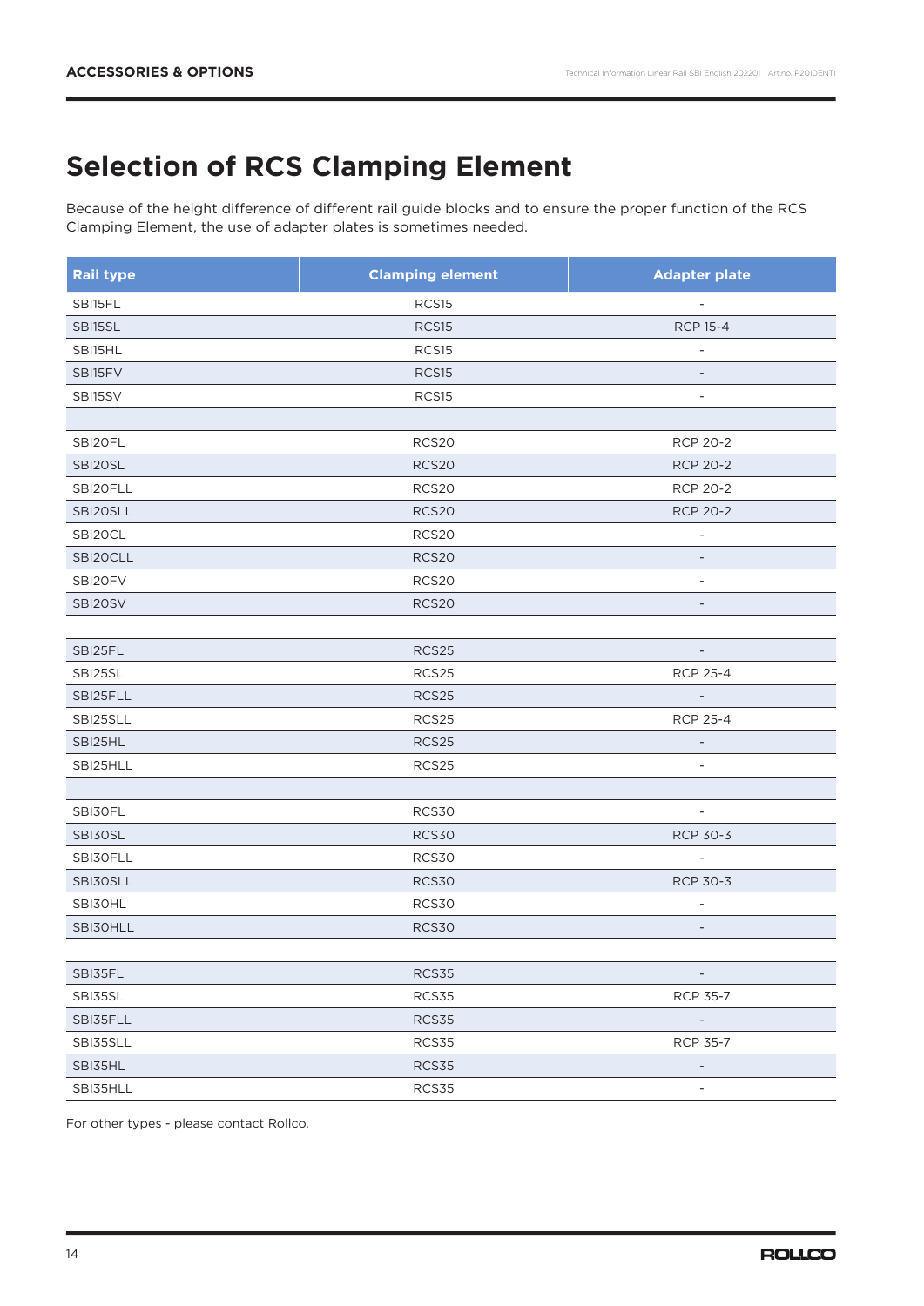# Selection of RCS Clamping Element

Because of the height difference of different rail guide blocks and to ensure the proper function of the RCS Clamping Element, the use of adapter plates is sometimes needed.

| Rail type | Clamping element | Adapter plate |
|---|---|---|
| SBI15FL | RCS15 | - |
| SBI15SL | RCS15 | RCP 15-4 |
| SBI15HL | RCS15 | - |
| SBI15FV | RCS15 | - |
| SBI15SV | RCS15 | - |
| | | |
| SBI20FL | RCS20 | RCP 20-2 |
| SBI20SL | RCS20 | RCP 20-2 |
| SBI20FLL | RCS20 | RCP 20-2 |
| SBI20SLL | RCS20 | RCP 20-2 |
| SBI20CL | RCS20 | - |
| SBI20CLL | RCS20 | - |
| SBI20FV | RCS20 | - |
| SBI20SV | RCS20 | - |
| | | |
| SBI25FL | RCS25 | - |
| SBI25SL | RCS25 | RCP 25-4 |
| SBI25FLL | RCS25 | - |
| SBI25SLL | RCS25 | RCP 25-4 |
| SBI25HL | RCS25 | - |
| SBI25HLL | RCS25 | - |
| | | |
| SBI30FL | RCS30 | - |
| SBI30SL | RCS30 | RCP 30-3 |
| SBI30FLL | RCS30 | - |
| SBI30SLL | RCS30 | RCP 30-3 |
| SBI30HL | RCS30 | - |
| SBI30HLL | RCS30 | - |
| | | |
| SBI35FL | RCS35 | - |
| SBI35SL | RCS35 | RCP 35-7 |
| SBI35FLL | RCS35 | - |
| SBI35SLL | RCS35 | RCP 35-7 |
| SBI35HL | RCS35 | - |
| SBI35HLL | RCS35 | - |

For other types - please contact Rollco.